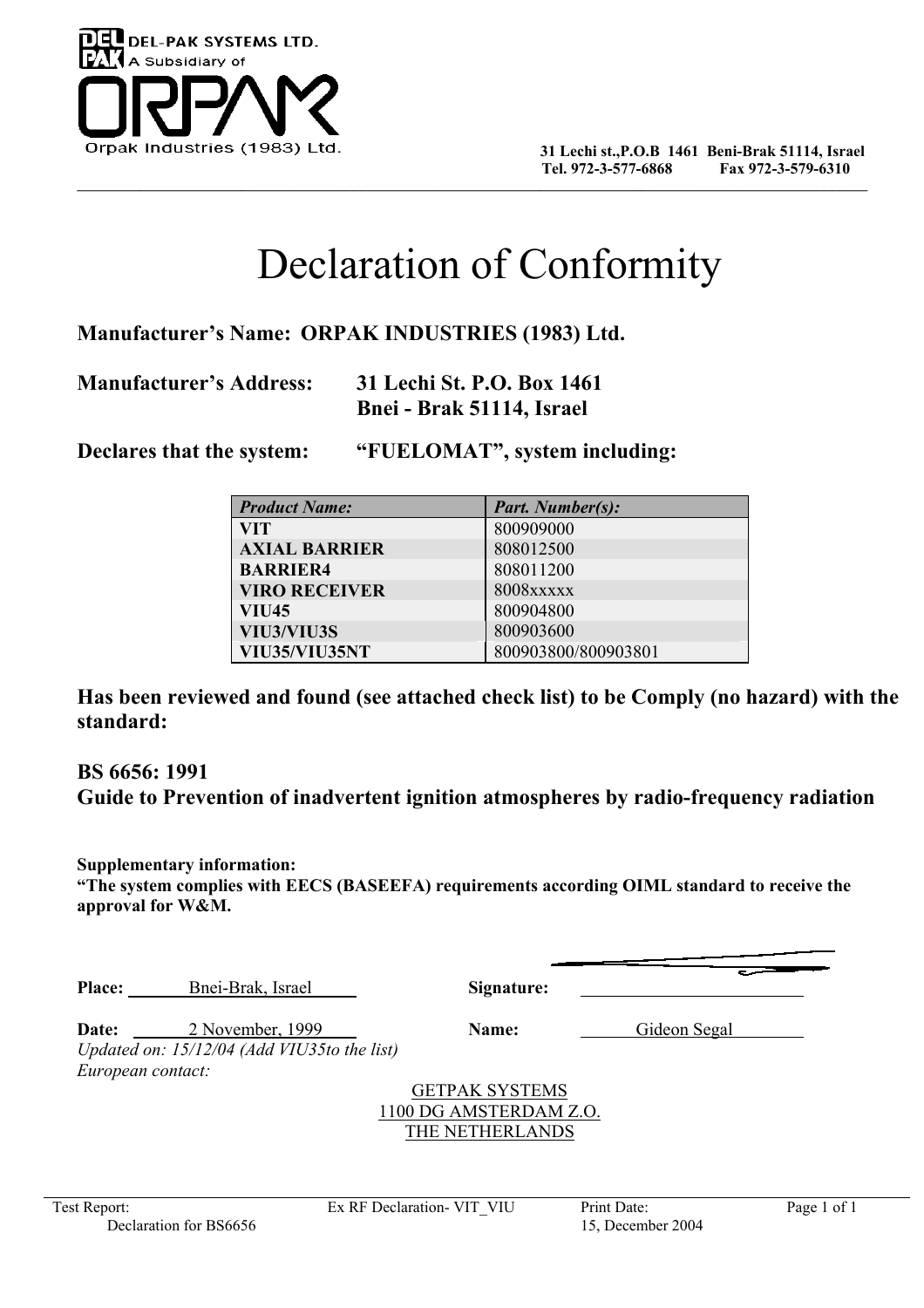DEL-PAK SYSTEMS LTD.
A Subsidiary of
ORPAK
Orpak Industries (1983) Ltd.

31 Lechi st.,P.O.B 1461 Beni-Brak 51114, Israel
Tel. 972-3-577-6868 Fax 972-3-579-6310

# Declaration of Conformity

**Manufacturer's Name:** **ORPAK INDUSTRIES (1983) Ltd.**

**Manufacturer's Address:** **31 Lechi St. P.O. Box 1461**
**Bnei - Brak 51114, Israel**

**Declares that the system:** **"FUELOMAT", system including:**

| *Product Name:* | *Part. Number(s):* |
|---|---|
| **VIT** | 800909000 |
| **AXIAL BARRIER** | 808012500 |
| **BARRIER4** | 808011200 |
| **VIRO RECEIVER** | 8008xxxxx |
| **VIU45** | 800904800 |
| **VIU3/VIU3S** | 800903600 |
| **VIU35/VIU35NT** | 800903800/800903801 |

**Has been reviewed and found (see attached check list) to be Comply (no hazard) with the standard:**

**BS 6656: 1991**
**Guide to Prevention of inadvertent ignition atmospheres by radio-frequency radiation**

**Supplementary information:**
**"The system complies with EECS (BASEEFA) requirements according OIML standard to receive the approval for W&M.**

**Place:** Bnei-Brak, Israel **Signature:**

**Date:** 2 November, 1999 **Name:** Gideon Segal
*Updated on: 15/12/04 (Add VIU35to the list)*
*European contact:*

GETPAK SYSTEMS
1100 DG AMSTERDAM Z.O.
THE NETHERLANDS

Test Report: Declaration for BS6656 | Ex RF Declaration- VIT_VIU | Print Date: 15, December 2004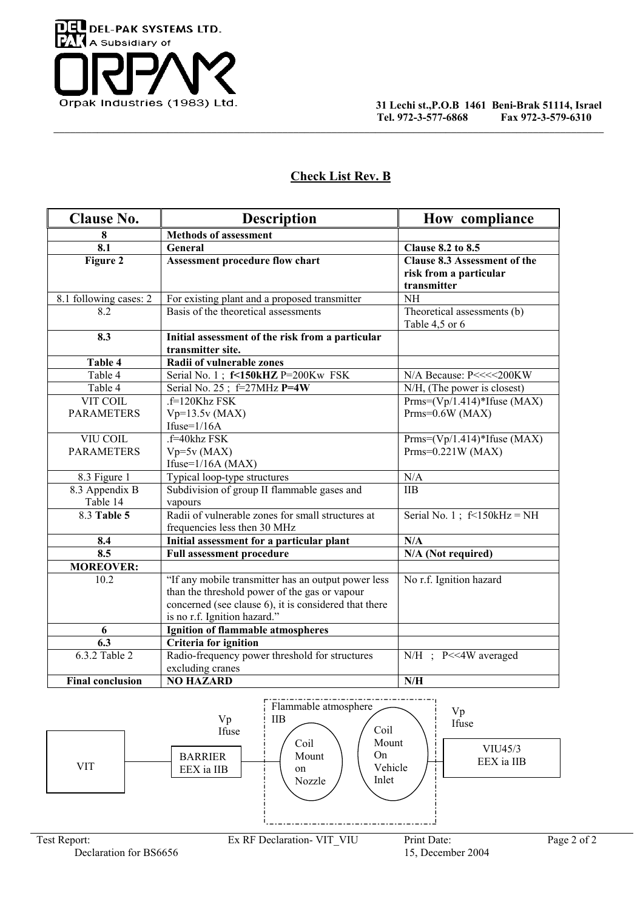DEL-PAK SYSTEMS LTD.
A Subsidiary of
ORPAK
Orpak Industries (1983) Ltd.

**31 Lechi st.,P.O.B 1461 Beni-Brak 51114, Israel**
**Tel. 972-3-577-6868 Fax 972-3-579-6310**

## Check List Rev. B

| Clause No. | Description | How compliance |
| --- | --- | --- |
| **8** | **Methods of assessment** | |
| **8.1** | **General** | **Clause 8.2 to 8.5** |
| **Figure 2** | **Assessment procedure flow chart** | **Clause 8.3 Assessment of the risk from a particular transmitter** |
| 8.1 following cases: 2 | For existing plant and a proposed transmitter | NH |
| 8.2 | Basis of the theoretical assessments | Theoretical assessments (b) Table 4,5 or 6 |
| **8.3** | **Initial assessment of the risk from a particular transmitter site.** | |
| **Table 4** | **Radii of vulnerable zones** | |
| Table 4 | Serial No. 1 ; **f<150kHZ** P=200Kw FSK | N/A Because: P<<<<200KW |
| Table 4 | Serial No. 25 ; f=27MHz **P=4W** | N/H, (The power is closest) |
| VIT COIL PARAMETERS | .f=120Khz FSK<br>Vp=13.5v (MAX)<br>Ifuse=1/16A | Prms=(Vp/1.414)*Ifuse (MAX)<br>Prms=0.6W (MAX) |
| VIU COIL PARAMETERS | .f=40khz FSK<br>Vp=5v (MAX)<br>Ifuse=1/16A (MAX) | Prms=(Vp/1.414)*Ifuse (MAX)<br>Prms=0.221W (MAX) |
| 8.3 Figure 1 | Typical loop-type structures | N/A |
| 8.3 Appendix B Table 14 | Subdivision of group II flammable gases and vapours | IIB |
| 8.3 **Table 5** | Radii of vulnerable zones for small structures at frequencies less then 30 MHz | Serial No. 1 ; f<150kHz = NH |
| **8.4** | **Initial assessment for a particular plant** | **N/A** |
| **8.5** | **Full assessment procedure** | **N/A (Not required)** |
| **MOREOVER:** | | |
| 10.2 | "If any mobile transmitter has an output power less than the threshold power of the gas or vapour concerned (see clause 6), it is considered that there is no r.f. Ignition hazard." | No r.f. Ignition hazard |
| **6** | **Ignition of flammable atmospheres** | |
| **6.3** | **Criteria for ignition** | |
| 6.3.2 Table 2 | Radio-frequency power threshold for structures excluding cranes | N/H ; P<<4W averaged |
| **Final conclusion** | **NO HAZARD** | **N/H** |

VIT

Vp
Ifuse

BARRIER
EEX ia IIB

Flammable atmosphere
IIB

Coil Mount on Nozzle

Coil Mount On Vehicle Inlet

Vp
Ifuse

VIU45/3
EEX ia IIB

Test Report: Declaration for BS6656 | Ex RF Declaration- VIT_VIU | Print Date: 15, December 2004